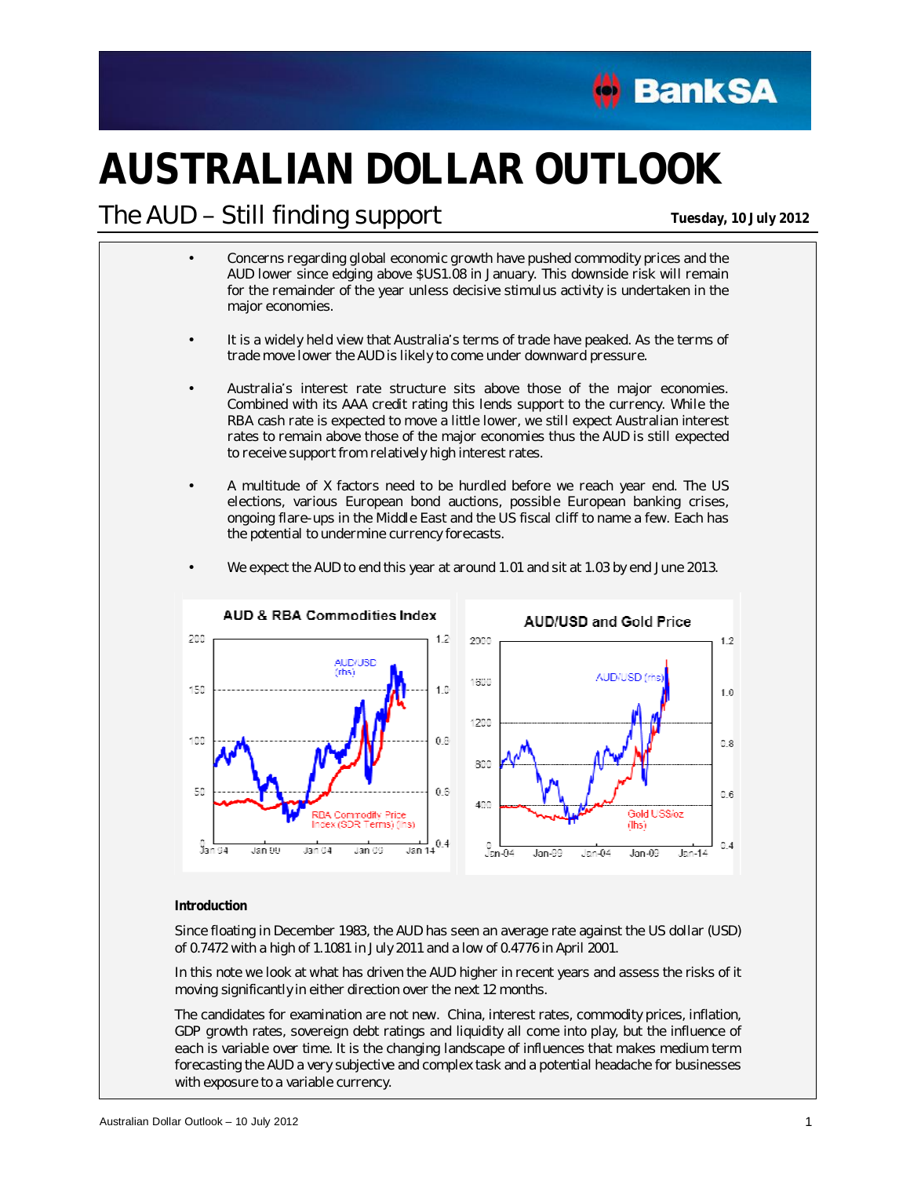# AUSTRALIAN DOLLAR OUTLOOK

## The AUD – Still finding support

**Tuesday, 10 July 2012**

- Concerns regarding global economic growth have pushed commodity prices and the AUD lower since edging above $US1.08 in January. This downside risk will remain for the remainder of the year unless decisive stimulus activity is undertaken in the major economies.
- It is a widely held view that Australia's terms of trade have peaked. As the terms of trade move lower the AUD is likely to come under downward pressure.
- Australia's interest rate structure sits above those of the major economies. Combined with its AAA credit rating this lends support to the currency. While the RBA cash rate is expected to move a little lower, we still expect Australian interest rates to remain above those of the major economies thus the AUD is still expected to receive support from relatively high interest rates.
- A multitude of X factors need to be hurdled before we reach year end. The US elections, various European bond auctions, possible European banking crises, ongoing flare-ups in the Middle East and the US fiscal cliff to name a few. Each has the potential to undermine currency forecasts.
- We expect the AUD to end this year at around 1.01 and sit at 1.03 by end June 2013.

**AUD & RBA Commodities Index**

**AUD/USD and Gold Price**

### Introduction

Since floating in December 1983, the AUD has seen an average rate against the US dollar (USD) of 0.7472 with a high of 1.1081 in July 2011 and a low of 0.4776 in April 2001.

In this note we look at what has driven the AUD higher in recent years and assess the risks of it moving significantly in either direction over the next 12 months.

The candidates for examination are not new. China, interest rates, commodity prices, inflation, GDP growth rates, sovereign debt ratings and liquidity all come into play, but the influence of each is variable over time. It is the changing landscape of influences that makes medium term forecasting the AUD a very subjective and complex task and a potential headache for businesses with exposure to a variable currency.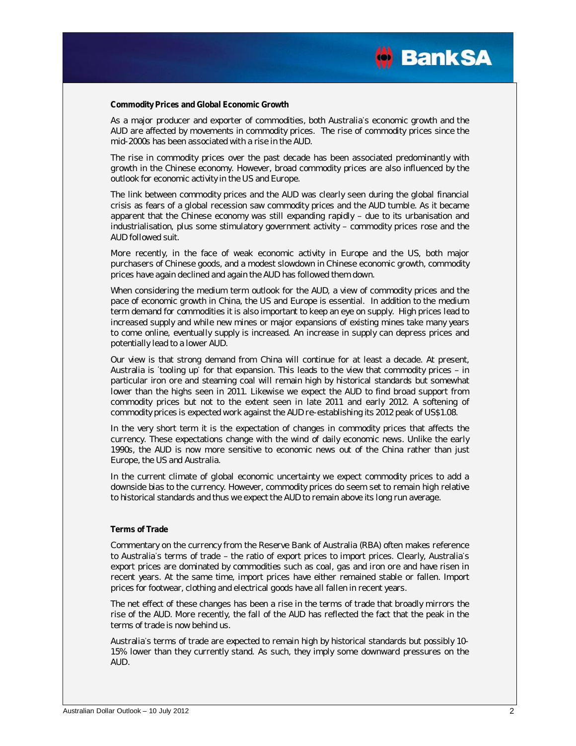**Commodity Prices and Global Economic Growth**

As a major producer and exporter of commodities, both Australia's economic growth and the AUD are affected by movements in commodity prices. The rise of commodity prices since the mid-2000s has been associated with a rise in the AUD.

The rise in commodity prices over the past decade has been associated predominantly with growth in the Chinese economy. However, broad commodity prices are also influenced by the outlook for economic activity in the US and Europe.

The link between commodity prices and the AUD was clearly seen during the global financial crisis as fears of a global recession saw commodity prices and the AUD tumble. As it became apparent that the Chinese economy was still expanding rapidly – due to its urbanisation and industrialisation, plus some stimulatory government activity – commodity prices rose and the AUD followed suit.

More recently, in the face of weak economic activity in Europe and the US, both major purchasers of Chinese goods, and a modest slowdown in Chinese economic growth, commodity prices have again declined and again the AUD has followed them down.

When considering the medium term outlook for the AUD, a view of commodity prices and the pace of economic growth in China, the US and Europe is essential. In addition to the medium term demand for commodities it is also important to keep an eye on supply. High prices lead to increased supply and while new mines or major expansions of existing mines take many years to come online, eventually supply is increased. An increase in supply can depress prices and potentially lead to a lower AUD.

Our view is that strong demand from China will continue for at least a decade. At present, Australia is 'tooling up' for that expansion. This leads to the view that commodity prices – in particular iron ore and steaming coal will remain high by historical standards but somewhat lower than the highs seen in 2011. Likewise we expect the AUD to find broad support from commodity prices but not to the extent seen in late 2011 and early 2012. A softening of commodity prices is expected work against the AUD re-establishing its 2012 peak of US$1.08.

In the very short term it is the expectation of changes in commodity prices that affects the currency. These expectations change with the wind of daily economic news. Unlike the early 1990s, the AUD is now more sensitive to economic news out of the China rather than just Europe, the US and Australia.

In the current climate of global economic uncertainty we expect commodity prices to add a downside bias to the currency. However, commodity prices do seem set to remain high relative to historical standards and thus we expect the AUD to remain above its long run average.

**Terms of Trade**

Commentary on the currency from the Reserve Bank of Australia (RBA) often makes reference to Australia's terms of trade – the ratio of export prices to import prices. Clearly, Australia's export prices are dominated by commodities such as coal, gas and iron ore and have risen in recent years. At the same time, import prices have either remained stable or fallen. Import prices for footwear, clothing and electrical goods have all fallen in recent years.

The net effect of these changes has been a rise in the terms of trade that broadly mirrors the rise of the AUD. More recently, the fall of the AUD has reflected the fact that the peak in the terms of trade is now behind us.

Australia's terms of trade are expected to remain high by historical standards but possibly 10-15% lower than they currently stand. As such, they imply some downward pressures on the AUD.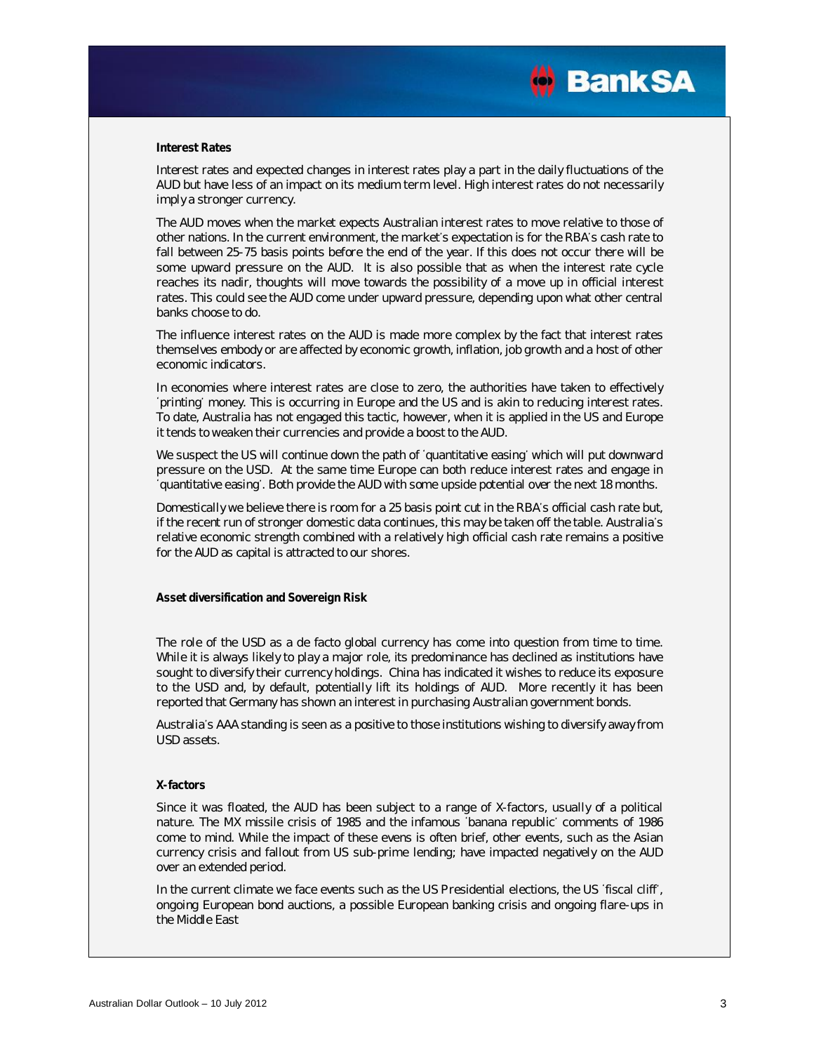### Interest Rates

Interest rates and expected changes in interest rates play a part in the daily fluctuations of the AUD but have less of an impact on its medium term level. High interest rates do not necessarily imply a stronger currency.

The AUD moves when the market expects Australian interest rates to move relative to those of other nations. In the current environment, the market's expectation is for the RBA's cash rate to fall between 25-75 basis points before the end of the year. If this does not occur there will be some upward pressure on the AUD. It is also possible that as when the interest rate cycle reaches its nadir, thoughts will move towards the possibility of a move up in official interest rates. This could see the AUD come under upward pressure, depending upon what other central banks choose to do.

The influence interest rates on the AUD is made more complex by the fact that interest rates themselves embody or are affected by economic growth, inflation, job growth and a host of other economic indicators.

In economies where interest rates are close to zero, the authorities have taken to effectively 'printing' money. This is occurring in Europe and the US and is akin to reducing interest rates. To date, Australia has not engaged this tactic, however, when it is applied in the US and Europe it tends to weaken their currencies and provide a boost to the AUD.

We suspect the US will continue down the path of 'quantitative easing' which will put downward pressure on the USD. At the same time Europe can both reduce interest rates and engage in 'quantitative easing'. Both provide the AUD with some upside potential over the next 18 months.

Domestically we believe there is room for a 25 basis point cut in the RBA's official cash rate but, if the recent run of stronger domestic data continues, this may be taken off the table. Australia's relative economic strength combined with a relatively high official cash rate remains a positive for the AUD as capital is attracted to our shores.

### Asset diversification and Sovereign Risk

The role of the USD as a de facto global currency has come into question from time to time. While it is always likely to play a major role, its predominance has declined as institutions have sought to diversify their currency holdings. China has indicated it wishes to reduce its exposure to the USD and, by default, potentially lift its holdings of AUD. More recently it has been reported that Germany has shown an interest in purchasing Australian government bonds.

Australia's AAA standing is seen as a positive to those institutions wishing to diversify away from USD assets.

### X-factors

Since it was floated, the AUD has been subject to a range of X-factors, usually of a political nature. The MX missile crisis of 1985 and the infamous 'banana republic' comments of 1986 come to mind. While the impact of these evens is often brief, other events, such as the Asian currency crisis and fallout from US sub-prime lending; have impacted negatively on the AUD over an extended period.

In the current climate we face events such as the US Presidential elections, the US 'fiscal cliff', ongoing European bond auctions, a possible European banking crisis and ongoing flare-ups in the Middle East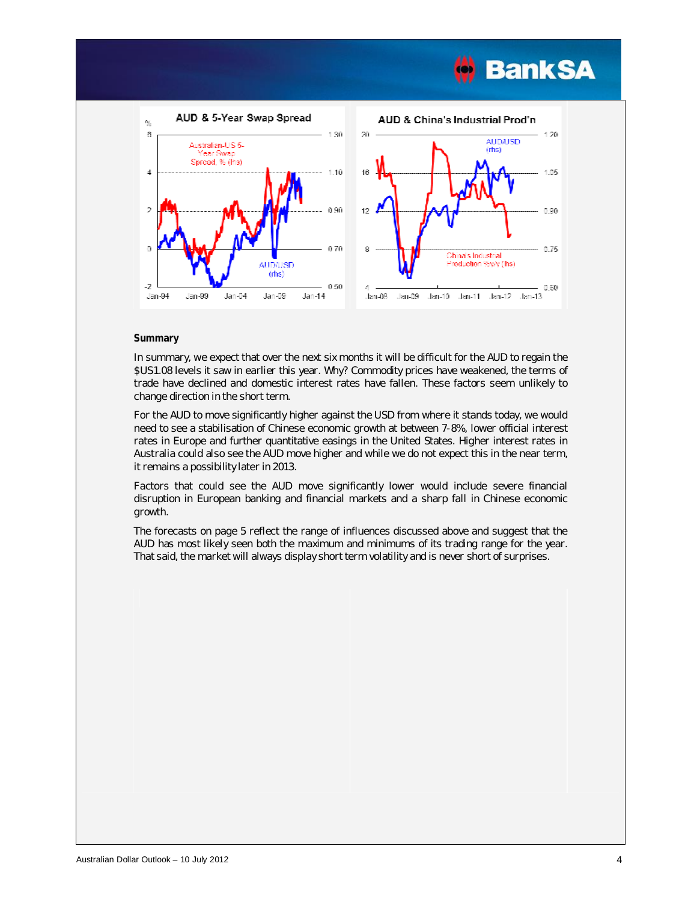**AUD & 5-Year Swap Spread**

**AUD & China's Industrial Prod'n**

**Summary**

In summary, we expect that over the next six months it will be difficult for the AUD to regain the $US1.08 levels it saw in earlier this year. Why? Commodity prices have weakened, the terms of trade have declined and domestic interest rates have fallen. These factors seem unlikely to change direction in the short term.

For the AUD to move significantly higher against the USD from where it stands today, we would need to see a stabilisation of Chinese economic growth at between 7-8%, lower official interest rates in Europe and further quantitative easings in the United States. Higher interest rates in Australia could also see the AUD move higher and while we do not expect this in the near term, it remains a possibility later in 2013.

Factors that could see the AUD move significantly lower would include severe financial disruption in European banking and financial markets and a sharp fall in Chinese economic growth.

The forecasts on page 5 reflect the range of influences discussed above and suggest that the AUD has most likely seen both the maximum and minimums of its trading range for the year. That said, the market will always display short term volatility and is never short of surprises.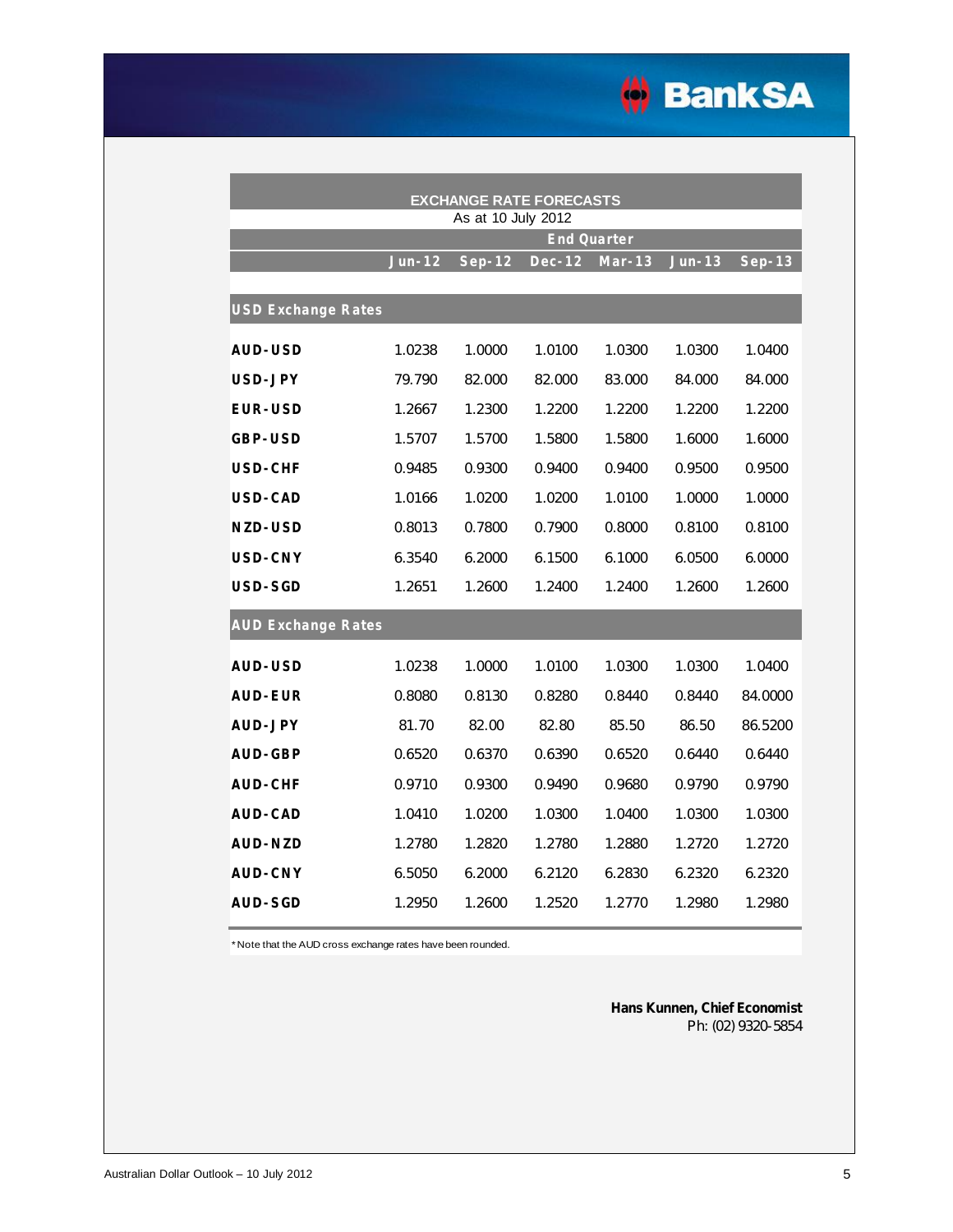**EXCHANGE RATE FORECASTS**
As at 10 July 2012

| | End Quarter | | | | | |
|---|---|---|---|---|---|---|
| | **Jun-12** | **Sep-12** | **Dec-12** | **Mar-13** | **Jun-13** | **Sep-13** |
| **USD Exchange Rates** | | | | | | |
| **AUD-USD** | 1.0238 | 1.0000 | 1.0100 | 1.0300 | 1.0300 | 1.0400 |
| **USD-JPY** | 79.790 | 82.000 | 82.000 | 83.000 | 84.000 | 84.000 |
| **EUR-USD** | 1.2667 | 1.2300 | 1.2200 | 1.2200 | 1.2200 | 1.2200 |
| **GBP-USD** | 1.5707 | 1.5700 | 1.5800 | 1.5800 | 1.6000 | 1.6000 |
| **USD-CHF** | 0.9485 | 0.9300 | 0.9400 | 0.9400 | 0.9500 | 0.9500 |
| **USD-CAD** | 1.0166 | 1.0200 | 1.0200 | 1.0100 | 1.0000 | 1.0000 |
| **NZD-USD** | 0.8013 | 0.7800 | 0.7900 | 0.8000 | 0.8100 | 0.8100 |
| **USD-CNY** | 6.3540 | 6.2000 | 6.1500 | 6.1000 | 6.0500 | 6.0000 |
| **USD-SGD** | 1.2651 | 1.2600 | 1.2400 | 1.2400 | 1.2600 | 1.2600 |
| **AUD Exchange Rates** | | | | | | |
| **AUD-USD** | 1.0238 | 1.0000 | 1.0100 | 1.0300 | 1.0300 | 1.0400 |
| **AUD-EUR** | 0.8080 | 0.8130 | 0.8280 | 0.8440 | 0.8440 | 84.0000 |
| **AUD-JPY** | 81.70 | 82.00 | 82.80 | 85.50 | 86.50 | 86.5200 |
| **AUD-GBP** | 0.6520 | 0.6370 | 0.6390 | 0.6520 | 0.6440 | 0.6440 |
| **AUD-CHF** | 0.9710 | 0.9300 | 0.9490 | 0.9680 | 0.9790 | 0.9790 |
| **AUD-CAD** | 1.0410 | 1.0200 | 1.0300 | 1.0400 | 1.0300 | 1.0300 |
| **AUD-NZD** | 1.2780 | 1.2820 | 1.2780 | 1.2880 | 1.2720 | 1.2720 |
| **AUD-CNY** | 6.5050 | 6.2000 | 6.2120 | 6.2830 | 6.2320 | 6.2320 |
| **AUD-SGD** | 1.2950 | 1.2600 | 1.2520 | 1.2770 | 1.2980 | 1.2980 |

*Note that the AUD cross exchange rates have been rounded.

**Hans Kunnen, Chief Economist**
Ph: (02) 9320-5854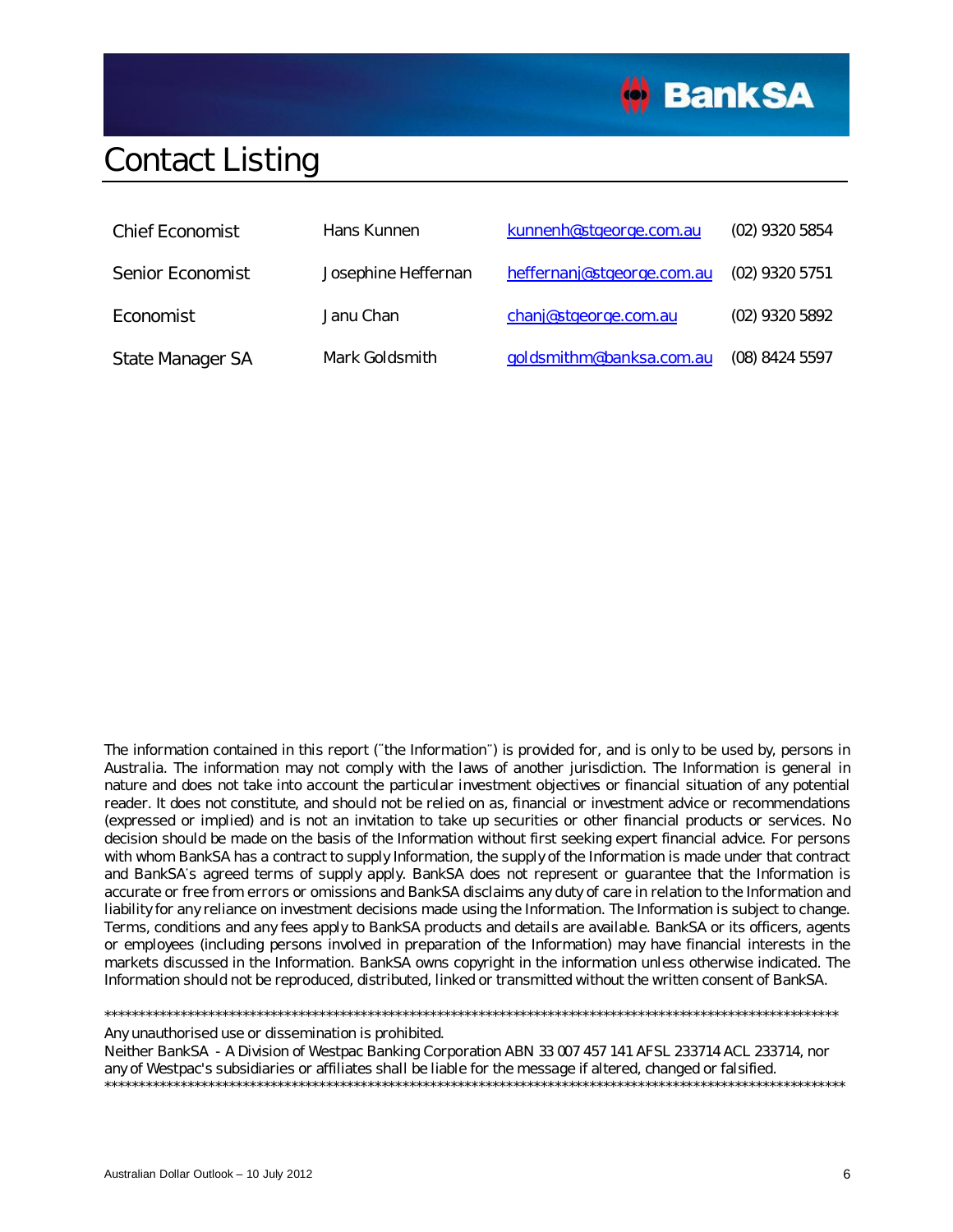# Contact Listing

| | | | |
|---|---|---|---|
| Chief Economist | Hans Kunnen | kunnenh@stgeorge.com.au | (02) 9320 5854 |
| Senior Economist | Josephine Heffernan | heffernanj@stgeorge.com.au | (02) 9320 5751 |
| Economist | Janu Chan | chanj@stgeorge.com.au | (02) 9320 5892 |
| State Manager SA | Mark Goldsmith | goldsmithm@banksa.com.au | (08) 8424 5597 |

The information contained in this report ("the Information") is provided for, and is only to be used by, persons in Australia. The information may not comply with the laws of another jurisdiction. The Information is general in nature and does not take into account the particular investment objectives or financial situation of any potential reader. It does not constitute, and should not be relied on as, financial or investment advice or recommendations (expressed or implied) and is not an invitation to take up securities or other financial products or services. No decision should be made on the basis of the Information without first seeking expert financial advice. For persons with whom BankSA has a contract to supply Information, the supply of the Information is made under that contract and BankSA's agreed terms of supply apply. BankSA does not represent or guarantee that the Information is accurate or free from errors or omissions and BankSA disclaims any duty of care in relation to the Information and liability for any reliance on investment decisions made using the Information. The Information is subject to change. Terms, conditions and any fees apply to BankSA products and details are available. BankSA or its officers, agents or employees (including persons involved in preparation of the Information) may have financial interests in the markets discussed in the Information. BankSA owns copyright in the information unless otherwise indicated. The Information should not be reproduced, distributed, linked or transmitted without the written consent of BankSA.

**************************************************************************************************************

Any unauthorised use or dissemination is prohibited.
Neither BankSA - A Division of Westpac Banking Corporation ABN 33 007 457 141 AFSL 233714 ACL 233714, nor any of Westpac's subsidiaries or affiliates shall be liable for the message if altered, changed or falsified.

**************************************************************************************************************